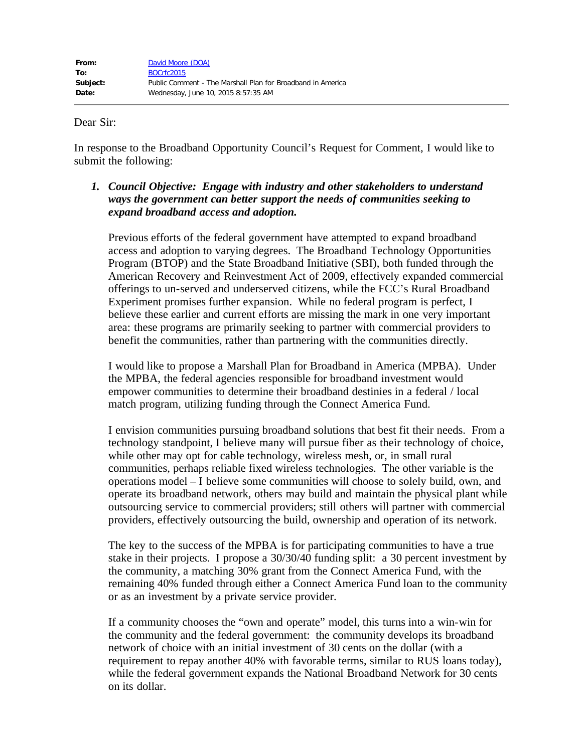| | |
|---|---|
| **From:** | David Moore (DOA) |
| **To:** | BOCrfc2015 |
| **Subject:** | Public Comment - The Marshall Plan for Broadband in America |
| **Date:** | Wednesday, June 10, 2015 8:57:35 AM |

Dear Sir:

In response to the Broadband Opportunity Council's Request for Comment, I would like to submit the following:

1. ***Council Objective: Engage with industry and other stakeholders to understand ways the government can better support the needs of communities seeking to expand broadband access and adoption.***

   Previous efforts of the federal government have attempted to expand broadband access and adoption to varying degrees. The Broadband Technology Opportunities Program (BTOP) and the State Broadband Initiative (SBI), both funded through the American Recovery and Reinvestment Act of 2009, effectively expanded commercial offerings to un-served and underserved citizens, while the FCC's Rural Broadband Experiment promises further expansion. While no federal program is perfect, I believe these earlier and current efforts are missing the mark in one very important area: these programs are primarily seeking to partner with commercial providers to benefit the communities, rather than partnering with the communities directly.

   I would like to propose a Marshall Plan for Broadband in America (MPBA). Under the MPBA, the federal agencies responsible for broadband investment would empower communities to determine their broadband destinies in a federal / local match program, utilizing funding through the Connect America Fund.

   I envision communities pursuing broadband solutions that best fit their needs. From a technology standpoint, I believe many will pursue fiber as their technology of choice, while other may opt for cable technology, wireless mesh, or, in small rural communities, perhaps reliable fixed wireless technologies. The other variable is the operations model – I believe some communities will choose to solely build, own, and operate its broadband network, others may build and maintain the physical plant while outsourcing service to commercial providers; still others will partner with commercial providers, effectively outsourcing the build, ownership and operation of its network.

   The key to the success of the MPBA is for participating communities to have a true stake in their projects. I propose a 30/30/40 funding split: a 30 percent investment by the community, a matching 30% grant from the Connect America Fund, with the remaining 40% funded through either a Connect America Fund loan to the community or as an investment by a private service provider.

   If a community chooses the "own and operate" model, this turns into a win-win for the community and the federal government: the community develops its broadband network of choice with an initial investment of 30 cents on the dollar (with a requirement to repay another 40% with favorable terms, similar to RUS loans today), while the federal government expands the National Broadband Network for 30 cents on its dollar.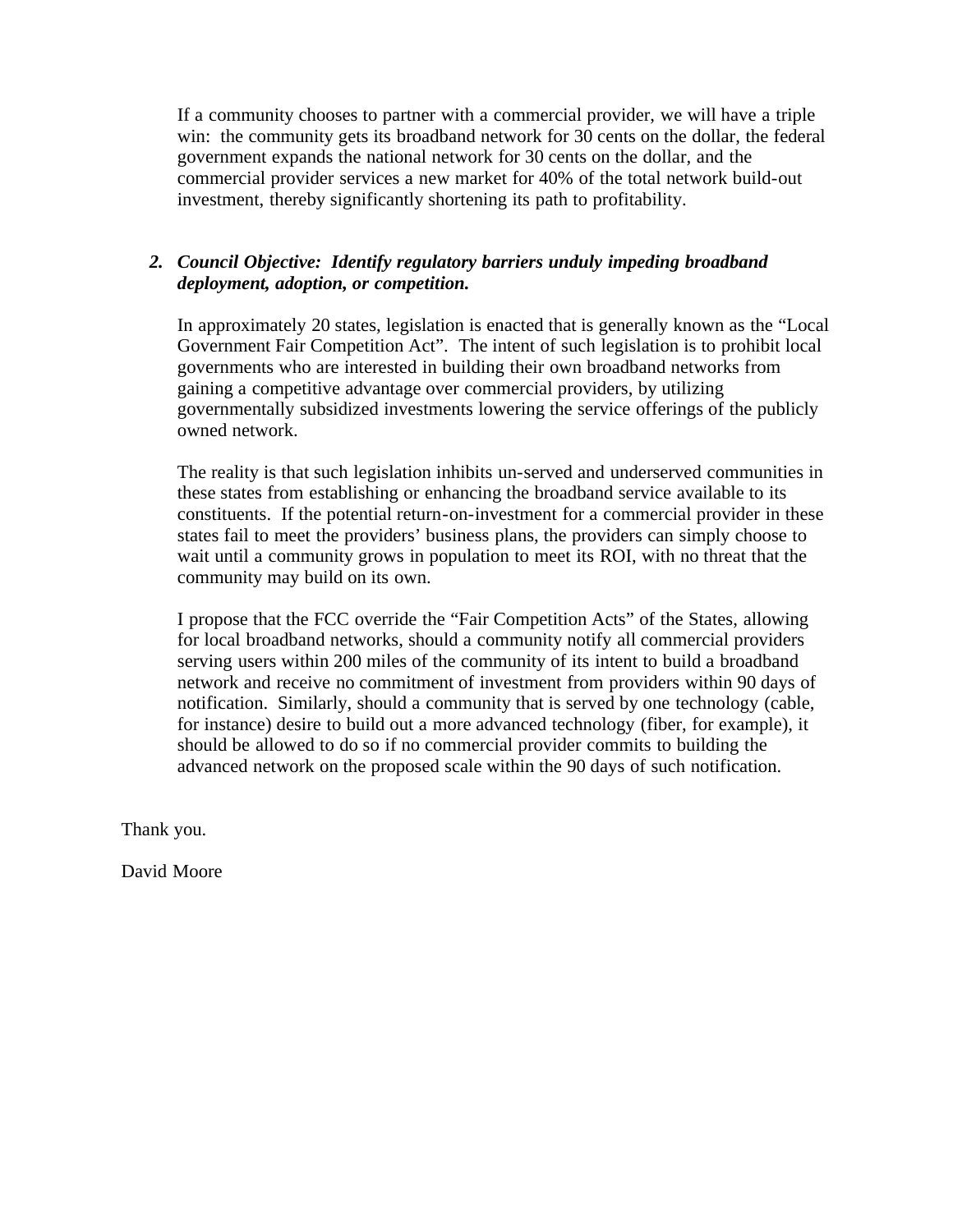If a community chooses to partner with a commercial provider, we will have a triple win: the community gets its broadband network for 30 cents on the dollar, the federal government expands the national network for 30 cents on the dollar, and the commercial provider services a new market for 40% of the total network build-out investment, thereby significantly shortening its path to profitability.

2. ***Council Objective: Identify regulatory barriers unduly impeding broadband deployment, adoption, or competition.***

   In approximately 20 states, legislation is enacted that is generally known as the "Local Government Fair Competition Act". The intent of such legislation is to prohibit local governments who are interested in building their own broadband networks from gaining a competitive advantage over commercial providers, by utilizing governmentally subsidized investments lowering the service offerings of the publicly owned network.

   The reality is that such legislation inhibits un-served and underserved communities in these states from establishing or enhancing the broadband service available to its constituents. If the potential return-on-investment for a commercial provider in these states fail to meet the providers' business plans, the providers can simply choose to wait until a community grows in population to meet its ROI, with no threat that the community may build on its own.

   I propose that the FCC override the "Fair Competition Acts" of the States, allowing for local broadband networks, should a community notify all commercial providers serving users within 200 miles of the community of its intent to build a broadband network and receive no commitment of investment from providers within 90 days of notification. Similarly, should a community that is served by one technology (cable, for instance) desire to build out a more advanced technology (fiber, for example), it should be allowed to do so if no commercial provider commits to building the advanced network on the proposed scale within the 90 days of such notification.

Thank you.

David Moore